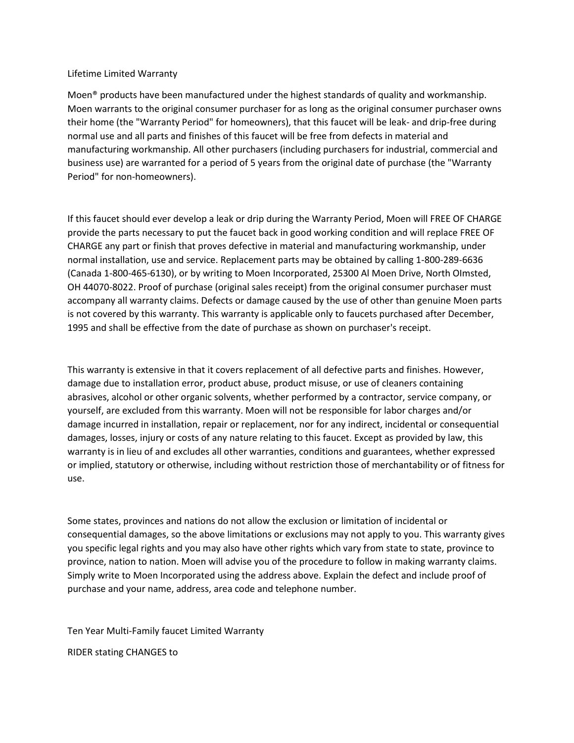Lifetime Limited Warranty

Moen® products have been manufactured under the highest standards of quality and workmanship. Moen warrants to the original consumer purchaser for as long as the original consumer purchaser owns their home (the "Warranty Period" for homeowners), that this faucet will be leak- and drip-free during normal use and all parts and finishes of this faucet will be free from defects in material and manufacturing workmanship. All other purchasers (including purchasers for industrial, commercial and business use) are warranted for a period of 5 years from the original date of purchase (the "Warranty Period" for non-homeowners).

If this faucet should ever develop a leak or drip during the Warranty Period, Moen will FREE OF CHARGE provide the parts necessary to put the faucet back in good working condition and will replace FREE OF CHARGE any part or finish that proves defective in material and manufacturing workmanship, under normal installation, use and service. Replacement parts may be obtained by calling 1-800-289-6636 (Canada 1-800-465-6130), or by writing to Moen Incorporated, 25300 Al Moen Drive, North OImsted, OH 44070-8022. Proof of purchase (original sales receipt) from the original consumer purchaser must accompany all warranty claims. Defects or damage caused by the use of other than genuine Moen parts is not covered by this warranty. This warranty is applicable only to faucets purchased after December, 1995 and shall be effective from the date of purchase as shown on purchaser's receipt.

This warranty is extensive in that it covers replacement of all defective parts and finishes. However, damage due to installation error, product abuse, product misuse, or use of cleaners containing abrasives, alcohol or other organic solvents, whether performed by a contractor, service company, or yourself, are excluded from this warranty. Moen will not be responsible for labor charges and/or damage incurred in installation, repair or replacement, nor for any indirect, incidental or consequential damages, losses, injury or costs of any nature relating to this faucet. Except as provided by law, this warranty is in lieu of and excludes all other warranties, conditions and guarantees, whether expressed or implied, statutory or otherwise, including without restriction those of merchantability or of fitness for use.

Some states, provinces and nations do not allow the exclusion or limitation of incidental or consequential damages, so the above limitations or exclusions may not apply to you. This warranty gives you specific legal rights and you may also have other rights which vary from state to state, province to province, nation to nation. Moen will advise you of the procedure to follow in making warranty claims. Simply write to Moen Incorporated using the address above. Explain the defect and include proof of purchase and your name, address, area code and telephone number.

Ten Year Multi-Family faucet Limited Warranty

RIDER stating CHANGES to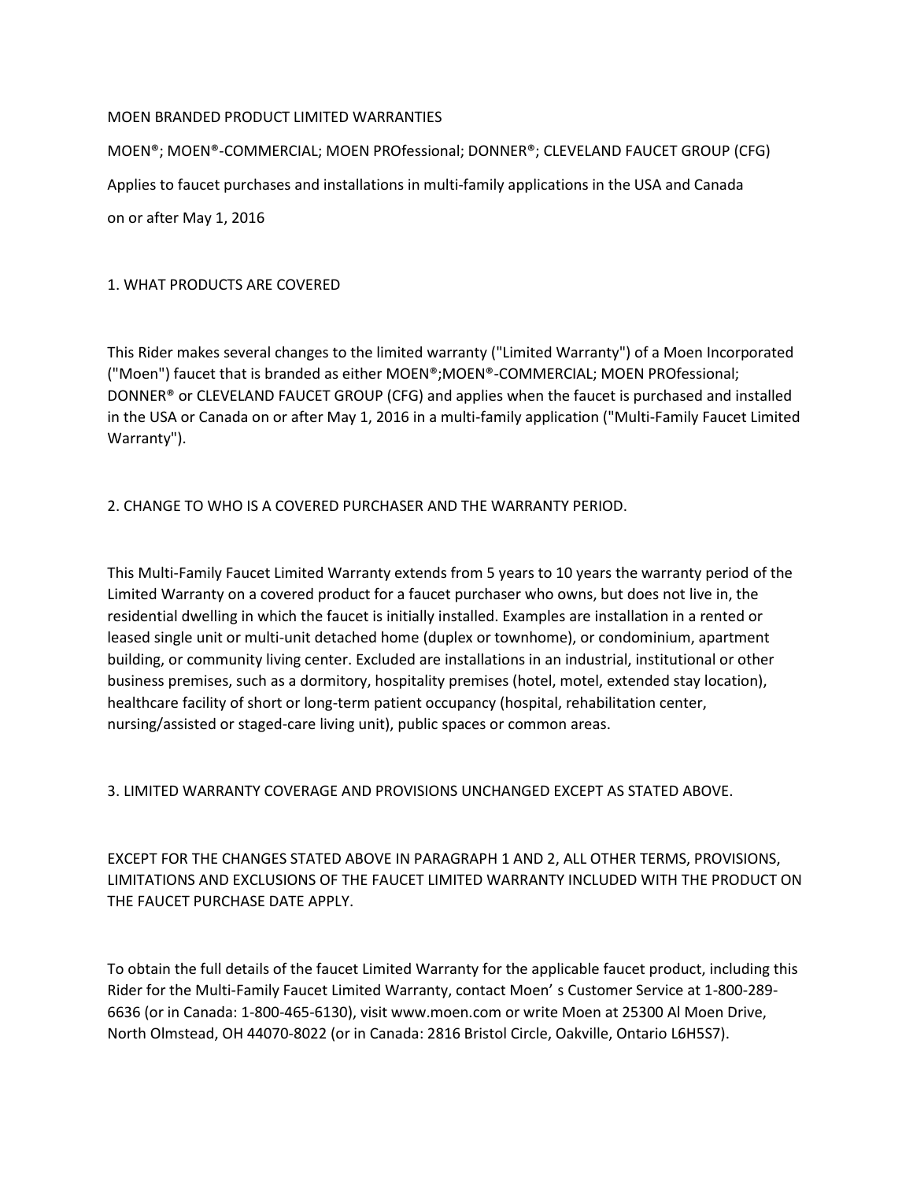# MOEN BRANDED PRODUCT LIMITED WARRANTIES

MOEN®; MOEN®-COMMERCIAL; MOEN PROfessional; DONNER®; CLEVELAND FAUCET GROUP (CFG)

Applies to faucet purchases and installations in multi-family applications in the USA and Canada

on or after May 1, 2016

## 1. WHAT PRODUCTS ARE COVERED

This Rider makes several changes to the limited warranty ("Limited Warranty") of a Moen Incorporated ("Moen") faucet that is branded as either MOEN®;MOEN®-COMMERCIAL; MOEN PROfessional; DONNER® or CLEVELAND FAUCET GROUP (CFG) and applies when the faucet is purchased and installed in the USA or Canada on or after May 1, 2016 in a multi-family application ("Multi-Family Faucet Limited Warranty").

## 2. CHANGE TO WHO IS A COVERED PURCHASER AND THE WARRANTY PERIOD.

This Multi-Family Faucet Limited Warranty extends from 5 years to 10 years the warranty period of the Limited Warranty on a covered product for a faucet purchaser who owns, but does not live in, the residential dwelling in which the faucet is initially installed. Examples are installation in a rented or leased single unit or multi-unit detached home (duplex or townhome), or condominium, apartment building, or community living center. Excluded are installations in an industrial, institutional or other business premises, such as a dormitory, hospitality premises (hotel, motel, extended stay location), healthcare facility of short or long-term patient occupancy (hospital, rehabilitation center, nursing/assisted or staged-care living unit), public spaces or common areas.

## 3. LIMITED WARRANTY COVERAGE AND PROVISIONS UNCHANGED EXCEPT AS STATED ABOVE.

EXCEPT FOR THE CHANGES STATED ABOVE IN PARAGRAPH 1 AND 2, ALL OTHER TERMS, PROVISIONS, LIMITATIONS AND EXCLUSIONS OF THE FAUCET LIMITED WARRANTY INCLUDED WITH THE PRODUCT ON THE FAUCET PURCHASE DATE APPLY.

To obtain the full details of the faucet Limited Warranty for the applicable faucet product, including this Rider for the Multi-Family Faucet Limited Warranty, contact Moen' s Customer Service at 1-800-289-6636 (or in Canada: 1-800-465-6130), visit www.moen.com or write Moen at 25300 Al Moen Drive, North Olmstead, OH 44070-8022 (or in Canada: 2816 Bristol Circle, Oakville, Ontario L6H5S7).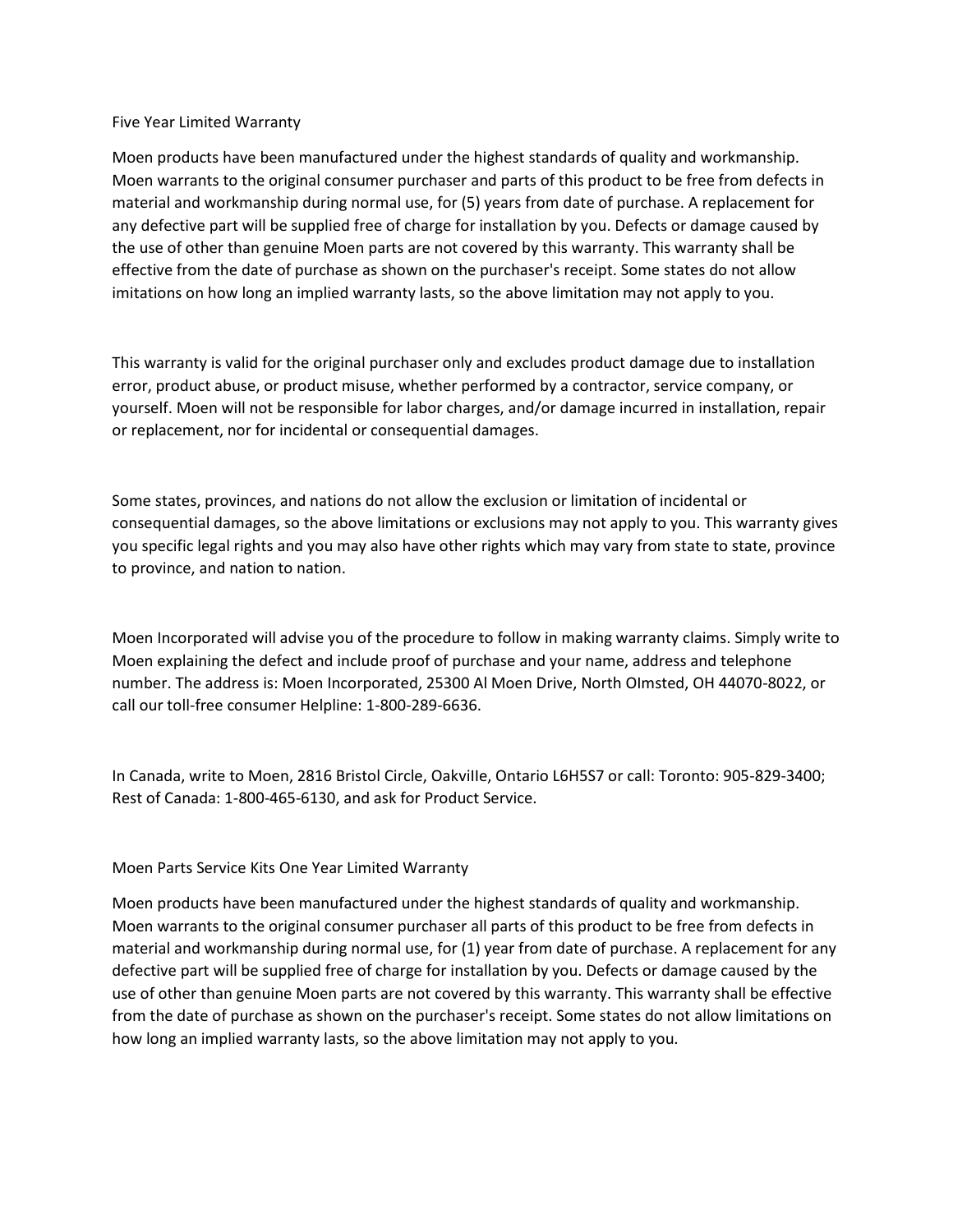## Five Year Limited Warranty

Moen products have been manufactured under the highest standards of quality and workmanship. Moen warrants to the original consumer purchaser and parts of this product to be free from defects in material and workmanship during normal use, for (5) years from date of purchase. A replacement for any defective part will be supplied free of charge for installation by you. Defects or damage caused by the use of other than genuine Moen parts are not covered by this warranty. This warranty shall be effective from the date of purchase as shown on the purchaser's receipt. Some states do not allow imitations on how long an implied warranty lasts, so the above limitation may not apply to you.

This warranty is valid for the original purchaser only and excludes product damage due to installation error, product abuse, or product misuse, whether performed by a contractor, service company, or yourself. Moen will not be responsible for labor charges, and/or damage incurred in installation, repair or replacement, nor for incidental or consequential damages.

Some states, provinces, and nations do not allow the exclusion or limitation of incidental or consequential damages, so the above limitations or exclusions may not apply to you. This warranty gives you specific legal rights and you may also have other rights which may vary from state to state, province to province, and nation to nation.

Moen Incorporated will advise you of the procedure to follow in making warranty claims. Simply write to Moen explaining the defect and include proof of purchase and your name, address and telephone number. The address is: Moen Incorporated, 25300 Al Moen Drive, North OImsted, OH 44070-8022, or call our toll-free consumer Helpline: 1-800-289-6636.

In Canada, write to Moen, 2816 Bristol Circle, OakvilIe, Ontario L6H5S7 or call: Toronto: 905-829-3400; Rest of Canada: 1-800-465-6130, and ask for Product Service.

## Moen Parts Service Kits One Year Limited Warranty

Moen products have been manufactured under the highest standards of quality and workmanship. Moen warrants to the original consumer purchaser all parts of this product to be free from defects in material and workmanship during normal use, for (1) year from date of purchase. A replacement for any defective part will be supplied free of charge for installation by you. Defects or damage caused by the use of other than genuine Moen parts are not covered by this warranty. This warranty shall be effective from the date of purchase as shown on the purchaser's receipt. Some states do not allow limitations on how long an implied warranty lasts, so the above limitation may not apply to you.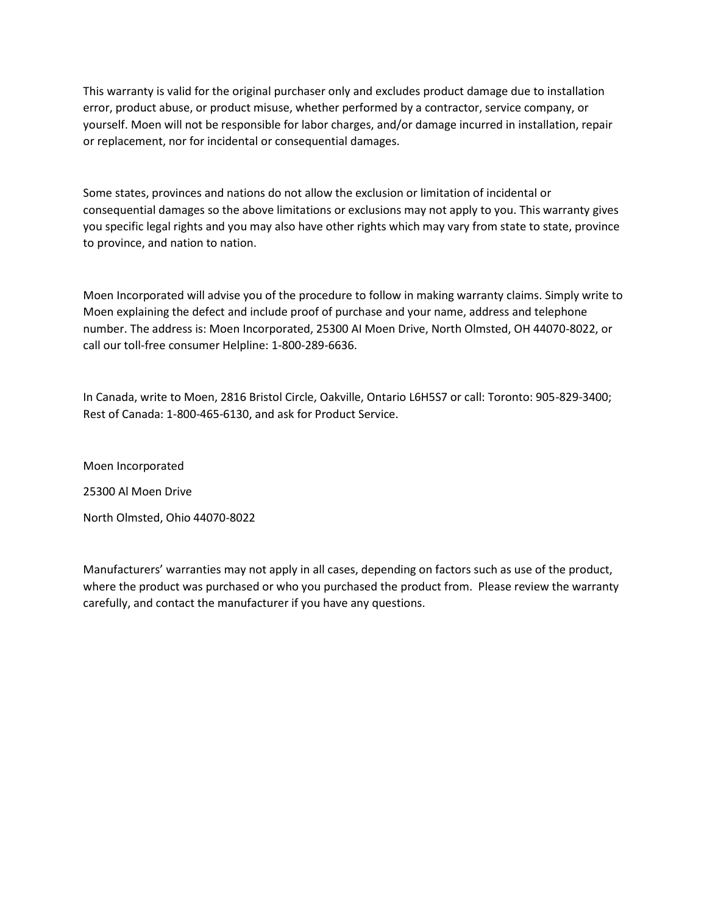This warranty is valid for the original purchaser only and excludes product damage due to installation error, product abuse, or product misuse, whether performed by a contractor, service company, or yourself. Moen will not be responsible for labor charges, and/or damage incurred in installation, repair or replacement, nor for incidental or consequential damages.

Some states, provinces and nations do not allow the exclusion or limitation of incidental or consequential damages so the above limitations or exclusions may not apply to you. This warranty gives you specific legal rights and you may also have other rights which may vary from state to state, province to province, and nation to nation.

Moen Incorporated will advise you of the procedure to follow in making warranty claims. Simply write to Moen explaining the defect and include proof of purchase and your name, address and telephone number. The address is: Moen Incorporated, 25300 AI Moen Drive, North Olmsted, OH 44070-8022, or call our toll-free consumer Helpline: 1-800-289-6636.

In Canada, write to Moen, 2816 Bristol Circle, Oakville, Ontario L6H5S7 or call: Toronto: 905-829-3400; Rest of Canada: 1-800-465-6130, and ask for Product Service.

Moen Incorporated

25300 Al Moen Drive

North Olmsted, Ohio 44070-8022

Manufacturers' warranties may not apply in all cases, depending on factors such as use of the product, where the product was purchased or who you purchased the product from. Please review the warranty carefully, and contact the manufacturer if you have any questions.